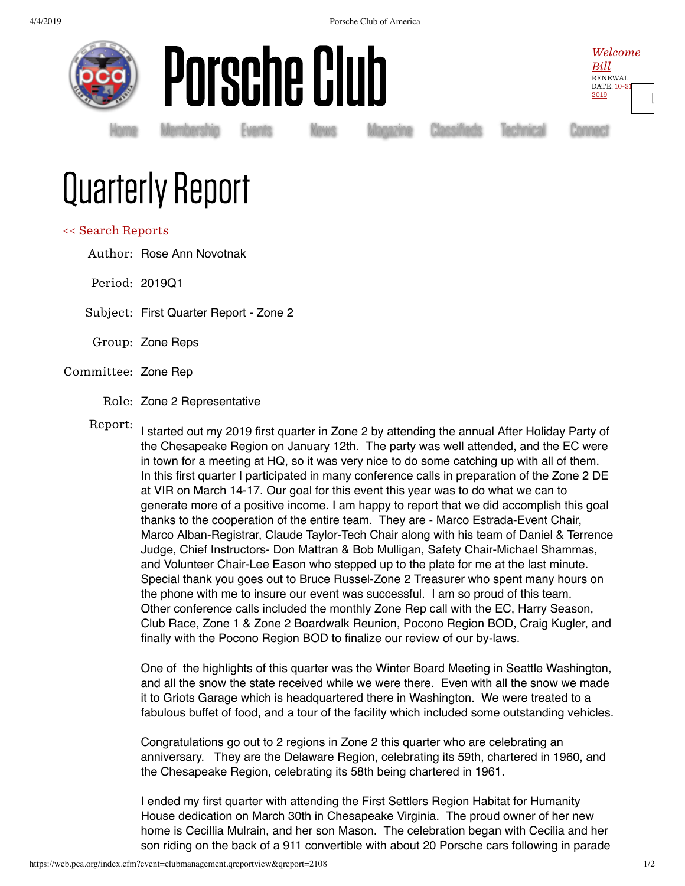# Porsche Club

*Welcome Bill*
RENEWAL DATE: 10-31-2019

Home | Membership | Events | News | Magazine | Classifieds | Technical | Connect

# Quarterly Report

<< Search Reports

**Author:** Rose Ann Novotnak

**Period:** 2019Q1

**Subject:** First Quarter Report - Zone 2

**Group:** Zone Reps

**Committee:** Zone Rep

**Role:** Zone 2 Representative

**Report:**

I started out my 2019 first quarter in Zone 2 by attending the annual After Holiday Party of the Chesapeake Region on January 12th. The party was well attended, and the EC were in town for a meeting at HQ, so it was very nice to do some catching up with all of them. In this first quarter I participated in many conference calls in preparation of the Zone 2 DE at VIR on March 14-17. Our goal for this event this year was to do what we can to generate more of a positive income. I am happy to report that we did accomplish this goal thanks to the cooperation of the entire team. They are - Marco Estrada-Event Chair, Marco Alban-Registrar, Claude Taylor-Tech Chair along with his team of Daniel & Terrence Judge, Chief Instructors- Don Mattran & Bob Mulligan, Safety Chair-Michael Shammas, and Volunteer Chair-Lee Eason who stepped up to the plate for me at the last minute. Special thank you goes out to Bruce Russel-Zone 2 Treasurer who spent many hours on the phone with me to insure our event was successful. I am so proud of this team. Other conference calls included the monthly Zone Rep call with the EC, Harry Season, Club Race, Zone 1 & Zone 2 Boardwalk Reunion, Pocono Region BOD, Craig Kugler, and finally with the Pocono Region BOD to finalize our review of our by-laws.

One of the highlights of this quarter was the Winter Board Meeting in Seattle Washington, and all the snow the state received while we were there. Even with all the snow we made it to Griots Garage which is headquartered there in Washington. We were treated to a fabulous buffet of food, and a tour of the facility which included some outstanding vehicles.

Congratulations go out to 2 regions in Zone 2 this quarter who are celebrating an anniversary. They are the Delaware Region, celebrating its 59th, chartered in 1960, and the Chesapeake Region, celebrating its 58th being chartered in 1961.

I ended my first quarter with attending the First Settlers Region Habitat for Humanity House dedication on March 30th in Chesapeake Virginia. The proud owner of her new home is Cecillia Mulrain, and her son Mason. The celebration began with Cecilia and her son riding on the back of a 911 convertible with about 20 Porsche cars following in parade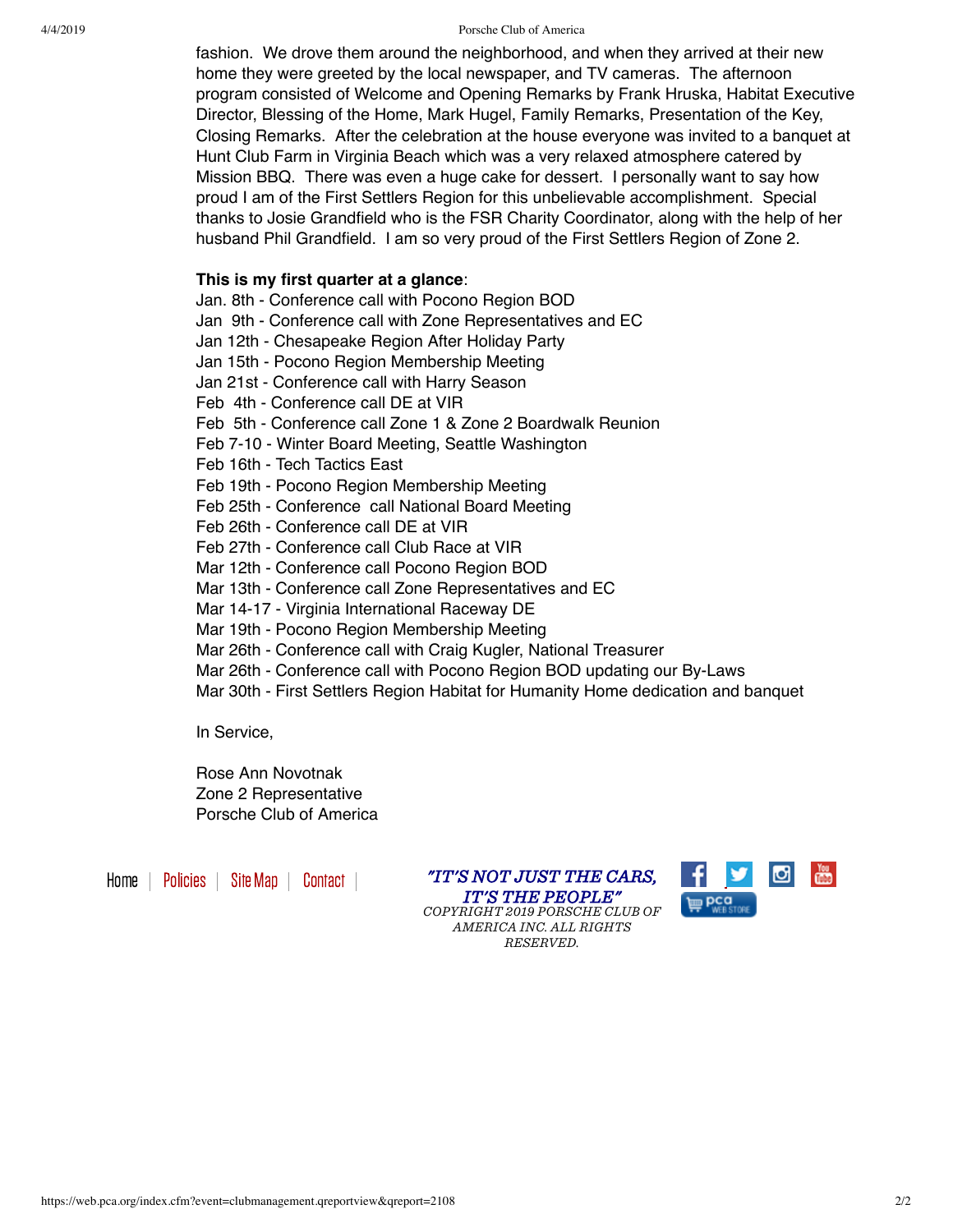fashion. We drove them around the neighborhood, and when they arrived at their new home they were greeted by the local newspaper, and TV cameras. The afternoon program consisted of Welcome and Opening Remarks by Frank Hruska, Habitat Executive Director, Blessing of the Home, Mark Hugel, Family Remarks, Presentation of the Key, Closing Remarks. After the celebration at the house everyone was invited to a banquet at Hunt Club Farm in Virginia Beach which was a very relaxed atmosphere catered by Mission BBQ. There was even a huge cake for dessert. I personally want to say how proud I am of the First Settlers Region for this unbelievable accomplishment. Special thanks to Josie Grandfield who is the FSR Charity Coordinator, along with the help of her husband Phil Grandfield. I am so very proud of the First Settlers Region of Zone 2.

**This is my first quarter at a glance**:

Jan. 8th - Conference call with Pocono Region BOD
Jan 9th - Conference call with Zone Representatives and EC
Jan 12th - Chesapeake Region After Holiday Party
Jan 15th - Pocono Region Membership Meeting
Jan 21st - Conference call with Harry Season
Feb 4th - Conference call DE at VIR
Feb 5th - Conference call Zone 1 & Zone 2 Boardwalk Reunion
Feb 7-10 - Winter Board Meeting, Seattle Washington
Feb 16th - Tech Tactics East
Feb 19th - Pocono Region Membership Meeting
Feb 25th - Conference call National Board Meeting
Feb 26th - Conference call DE at VIR
Feb 27th - Conference call Club Race at VIR
Mar 12th - Conference call Pocono Region BOD
Mar 13th - Conference call Zone Representatives and EC
Mar 14-17 - Virginia International Raceway DE
Mar 19th - Pocono Region Membership Meeting
Mar 26th - Conference call with Craig Kugler, National Treasurer
Mar 26th - Conference call with Pocono Region BOD updating our By-Laws
Mar 30th - First Settlers Region Habitat for Humanity Home dedication and banquet

In Service,

Rose Ann Novotnak
Zone 2 Representative
Porsche Club of America

Home | Policies | Site Map | Contact |

*"IT'S NOT JUST THE CARS, IT'S THE PEOPLE"*
*COPYRIGHT 2019 PORSCHE CLUB OF AMERICA INC. ALL RIGHTS RESERVED.*